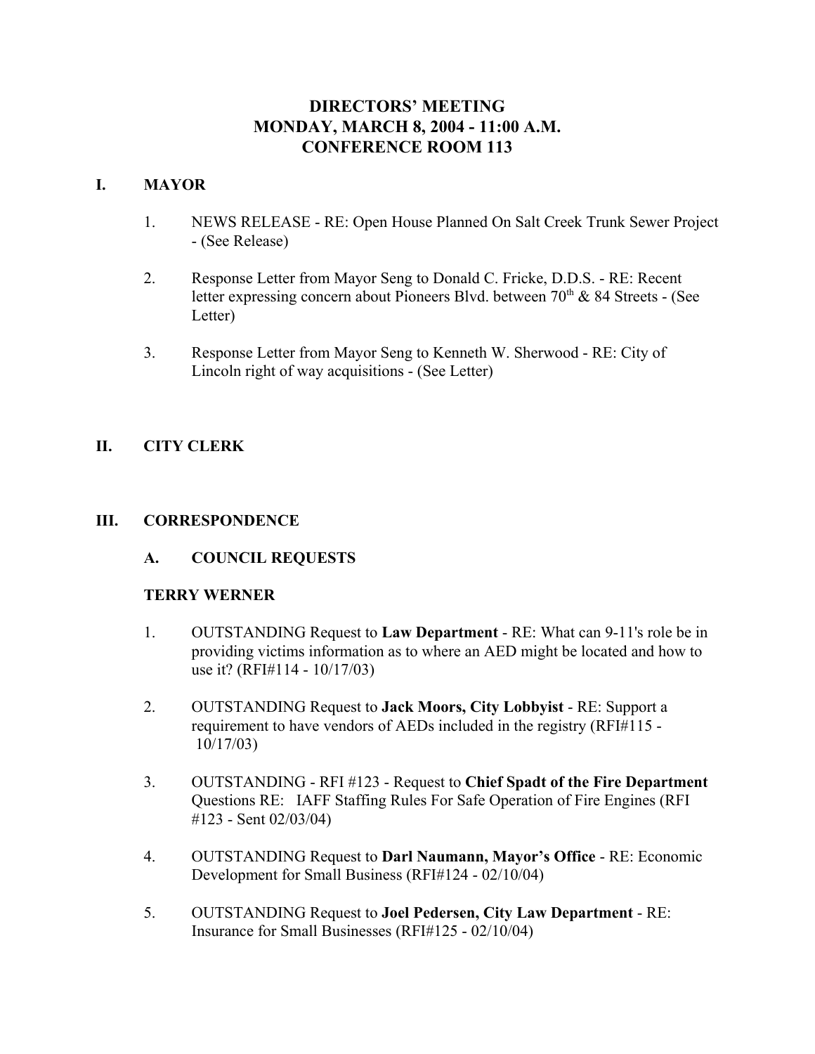# DIRECTORS' MEETING
# MONDAY, MARCH 8, 2004 - 11:00 A.M.
# CONFERENCE ROOM 113

## I. MAYOR

1. NEWS RELEASE - RE: Open House Planned On Salt Creek Trunk Sewer Project - (See Release)

2. Response Letter from Mayor Seng to Donald C. Fricke, D.D.S. - RE: Recent letter expressing concern about Pioneers Blvd. between 70th & 84 Streets - (See Letter)

3. Response Letter from Mayor Seng to Kenneth W. Sherwood - RE: City of Lincoln right of way acquisitions - (See Letter)

## II. CITY CLERK

## III. CORRESPONDENCE

### A. COUNCIL REQUESTS

**TERRY WERNER**

1. OUTSTANDING Request to **Law Department** - RE: What can 9-11's role be in providing victims information as to where an AED might be located and how to use it? (RFI#114 - 10/17/03)

2. OUTSTANDING Request to **Jack Moors, City Lobbyist** - RE: Support a requirement to have vendors of AEDs included in the registry (RFI#115 - 10/17/03)

3. OUTSTANDING - RFI #123 - Request to **Chief Spadt of the Fire Department** Questions RE: IAFF Staffing Rules For Safe Operation of Fire Engines (RFI #123 - Sent 02/03/04)

4. OUTSTANDING Request to **Darl Naumann, Mayor's Office** - RE: Economic Development for Small Business (RFI#124 - 02/10/04)

5. OUTSTANDING Request to **Joel Pedersen, City Law Department** - RE: Insurance for Small Businesses (RFI#125 - 02/10/04)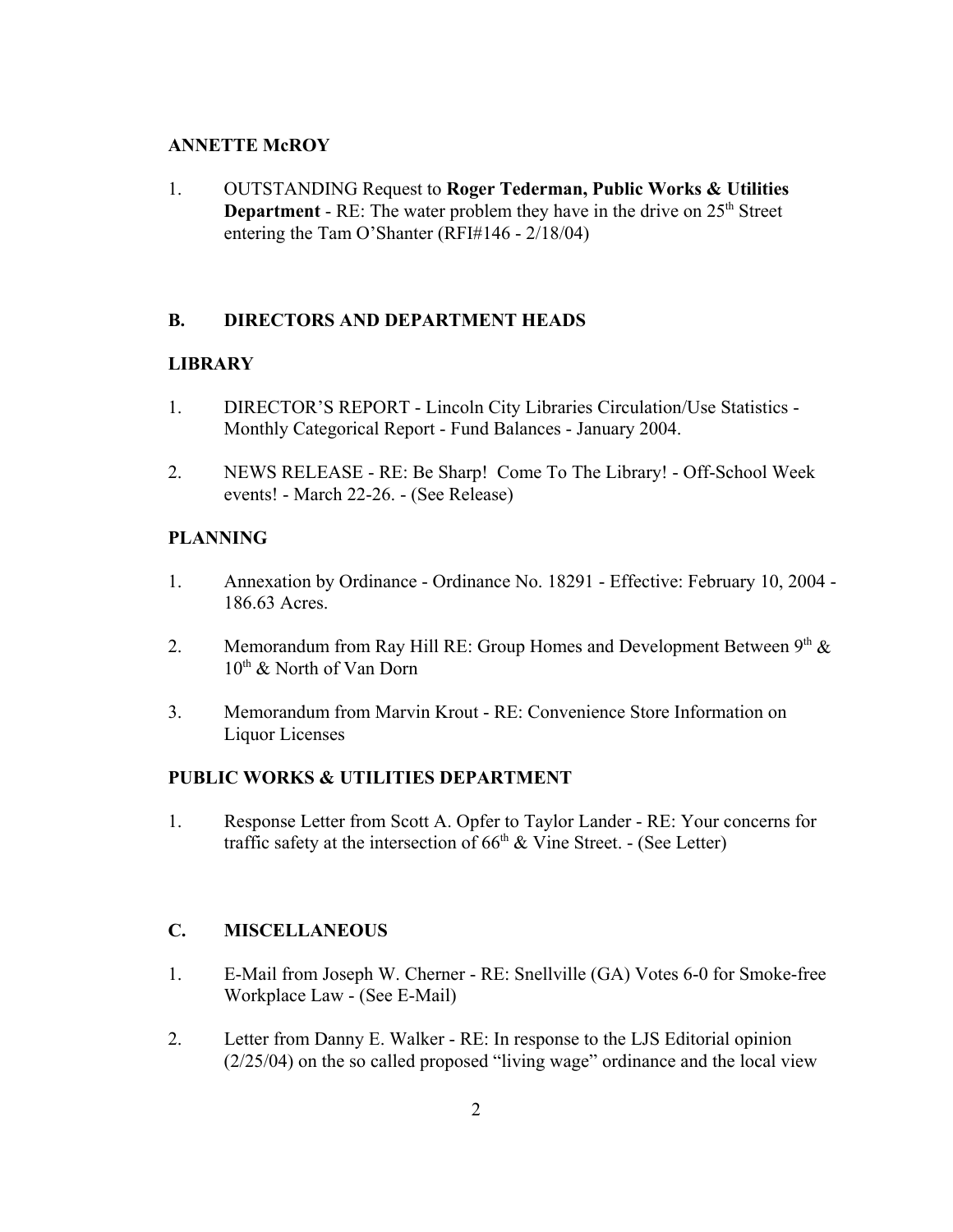**ANNETTE McROY**

1. OUTSTANDING Request to **Roger Tederman, Public Works & Utilities Department** - RE: The water problem they have in the drive on 25th Street entering the Tam O'Shanter (RFI#146 - 2/18/04)

## B. DIRECTORS AND DEPARTMENT HEADS

**LIBRARY**

1. DIRECTOR'S REPORT - Lincoln City Libraries Circulation/Use Statistics - Monthly Categorical Report - Fund Balances - January 2004.
2. NEWS RELEASE - RE: Be Sharp! Come To The Library! - Off-School Week events! - March 22-26. - (See Release)

**PLANNING**

1. Annexation by Ordinance - Ordinance No. 18291 - Effective: February 10, 2004 - 186.63 Acres.
2. Memorandum from Ray Hill RE: Group Homes and Development Between 9th & 10th & North of Van Dorn
3. Memorandum from Marvin Krout - RE: Convenience Store Information on Liquor Licenses

**PUBLIC WORKS & UTILITIES DEPARTMENT**

1. Response Letter from Scott A. Opfer to Taylor Lander - RE: Your concerns for traffic safety at the intersection of 66th & Vine Street. - (See Letter)

## C. MISCELLANEOUS

1. E-Mail from Joseph W. Cherner - RE: Snellville (GA) Votes 6-0 for Smoke-free Workplace Law - (See E-Mail)
2. Letter from Danny E. Walker - RE: In response to the LJS Editorial opinion (2/25/04) on the so called proposed "living wage" ordinance and the local view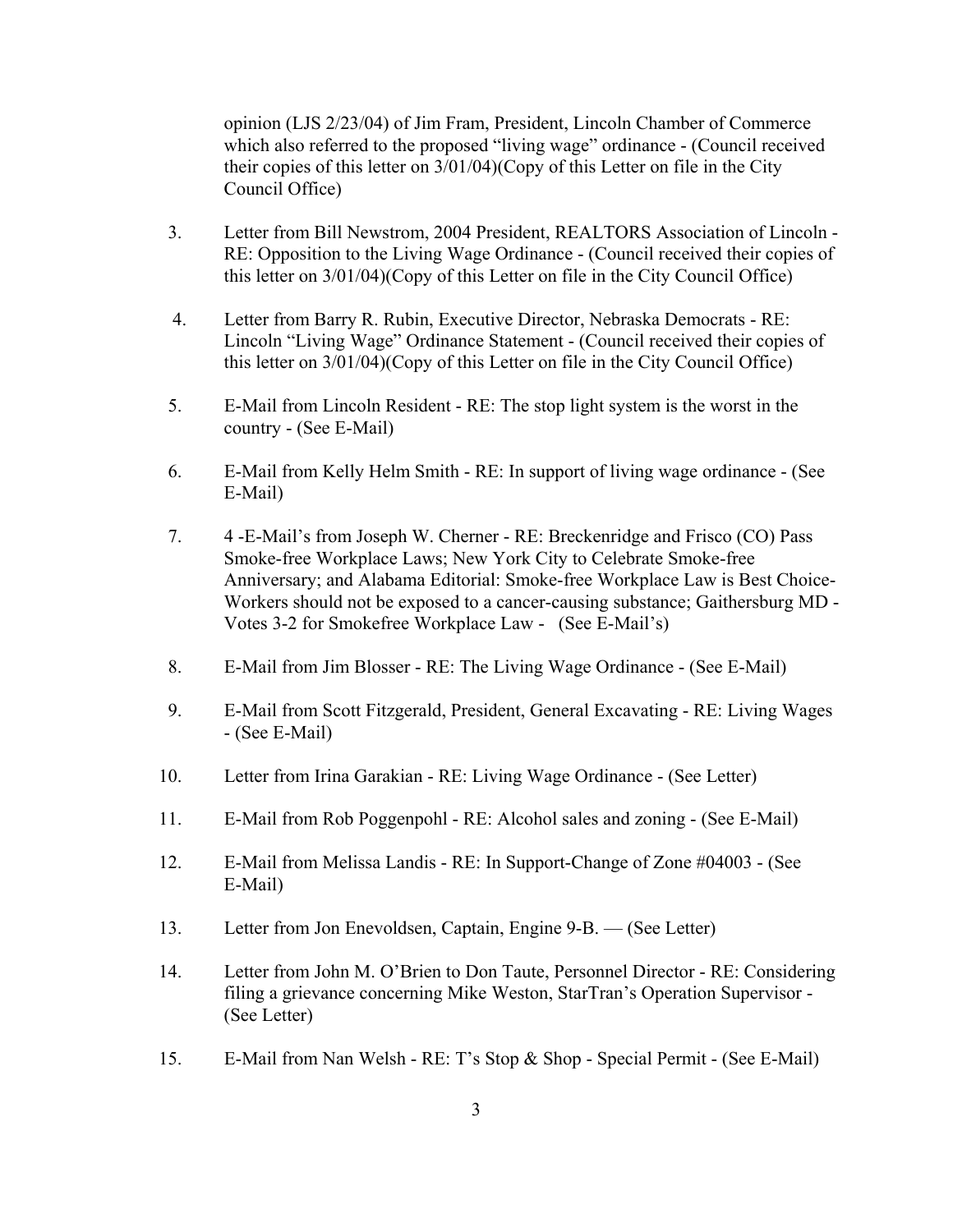opinion (LJS 2/23/04) of Jim Fram, President, Lincoln Chamber of Commerce which also referred to the proposed "living wage" ordinance - (Council received their copies of this letter on 3/01/04)(Copy of this Letter on file in the City Council Office)

3. Letter from Bill Newstrom, 2004 President, REALTORS Association of Lincoln - RE: Opposition to the Living Wage Ordinance - (Council received their copies of this letter on 3/01/04)(Copy of this Letter on file in the City Council Office)

4. Letter from Barry R. Rubin, Executive Director, Nebraska Democrats - RE: Lincoln "Living Wage" Ordinance Statement - (Council received their copies of this letter on 3/01/04)(Copy of this Letter on file in the City Council Office)

5. E-Mail from Lincoln Resident - RE: The stop light system is the worst in the country - (See E-Mail)

6. E-Mail from Kelly Helm Smith - RE: In support of living wage ordinance - (See E-Mail)

7. 4 -E-Mail's from Joseph W. Cherner - RE: Breckenridge and Frisco (CO) Pass Smoke-free Workplace Laws; New York City to Celebrate Smoke-free Anniversary; and Alabama Editorial: Smoke-free Workplace Law is Best Choice-Workers should not be exposed to a cancer-causing substance; Gaithersburg MD - Votes 3-2 for Smokefree Workplace Law - (See E-Mail's)

8. E-Mail from Jim Blosser - RE: The Living Wage Ordinance - (See E-Mail)

9. E-Mail from Scott Fitzgerald, President, General Excavating - RE: Living Wages - (See E-Mail)

10. Letter from Irina Garakian - RE: Living Wage Ordinance - (See Letter)

11. E-Mail from Rob Poggenpohl - RE: Alcohol sales and zoning - (See E-Mail)

12. E-Mail from Melissa Landis - RE: In Support-Change of Zone #04003 - (See E-Mail)

13. Letter from Jon Enevoldsen, Captain, Engine 9-B. — (See Letter)

14. Letter from John M. O'Brien to Don Taute, Personnel Director - RE: Considering filing a grievance concerning Mike Weston, StarTran's Operation Supervisor - (See Letter)

15. E-Mail from Nan Welsh - RE: T's Stop & Shop - Special Permit - (See E-Mail)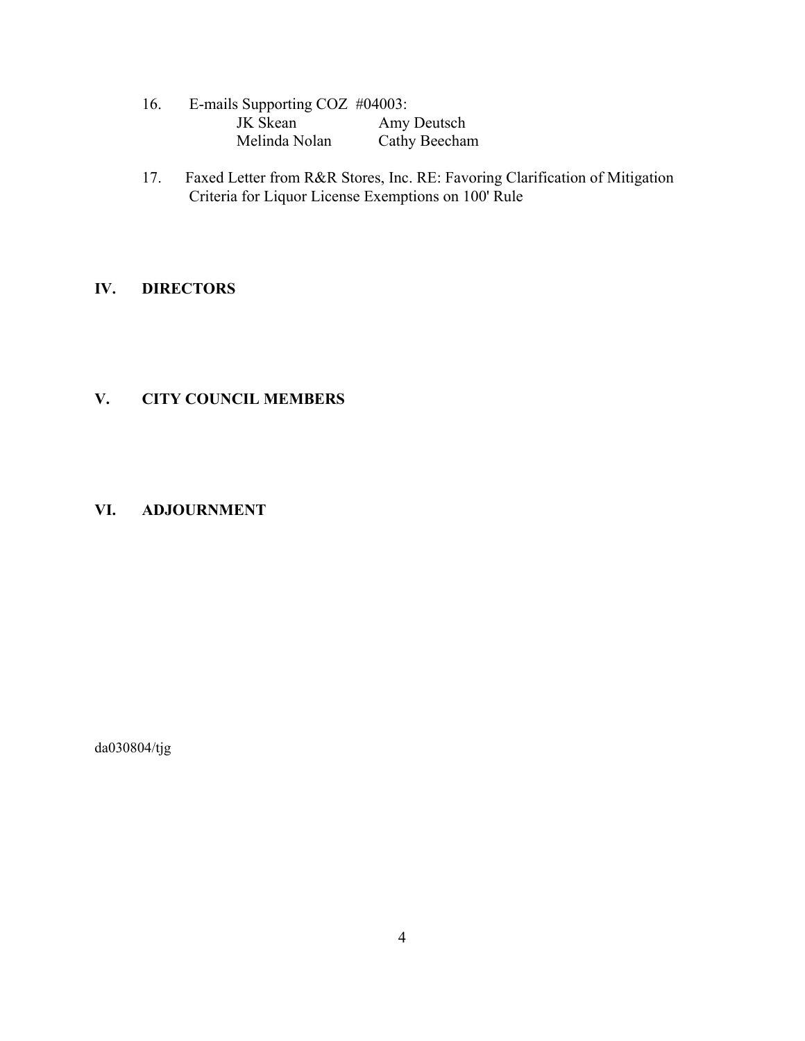16. E-mails Supporting COZ #04003:
    - JK Skean
    - Amy Deutsch
    - Melinda Nolan
    - Cathy Beecham

17. Faxed Letter from R&R Stores, Inc. RE: Favoring Clarification of Mitigation Criteria for Liquor License Exemptions on 100' Rule

## IV. DIRECTORS

## V. CITY COUNCIL MEMBERS

## VI. ADJOURNMENT

da030804/tjg